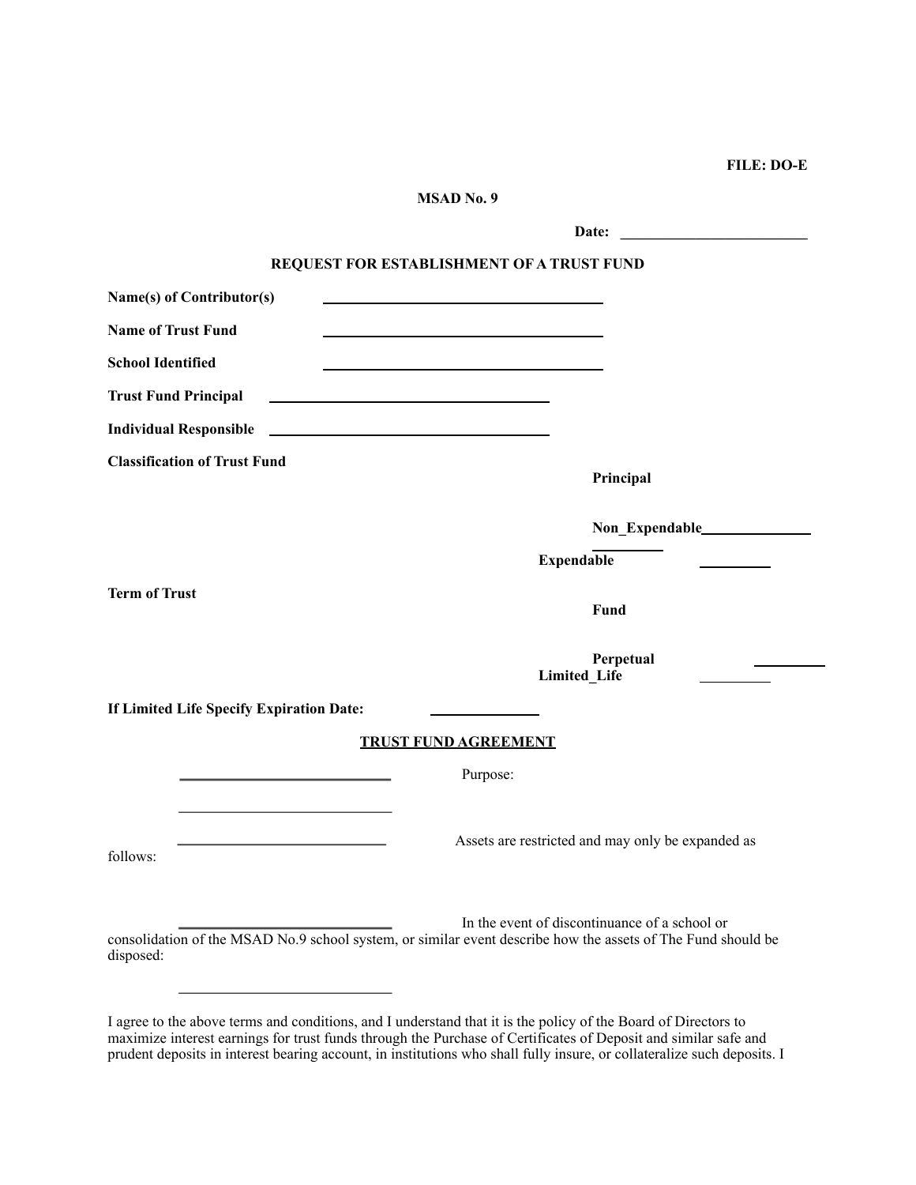**FILE: DO-E**

**MSAD No. 9**

**Date:** ________________________

## REQUEST FOR ESTABLISHMENT OF A TRUST FUND

**Name(s) of Contributor(s)** ____________________________________

**Name of Trust Fund** ____________________________________

**School Identified** ____________________________________

**Trust Fund Principal** ____________________________________

**Individual Responsible** ____________________________________

**Classification of Trust Fund**

**Principal**

**Non_Expendable**______________

**Expendable** __________

**Term of Trust**

**Fund**

**Perpetual** __________

**Limited_Life** __________

**If Limited Life Specify Expiration Date:** ______________

**TRUST FUND AGREEMENT**

____________________________ Purpose:

____________________________

____________________________ Assets are restricted and may only be expanded as follows:

____________________________ In the event of discontinuance of a school or consolidation of the MSAD No.9 school system, or similar event describe how the assets of The Fund should be disposed:

____________________________

I agree to the above terms and conditions, and I understand that it is the policy of the Board of Directors to maximize interest earnings for trust funds through the Purchase of Certificates of Deposit and similar safe and prudent deposits in interest bearing account, in institutions who shall fully insure, or collateralize such deposits. I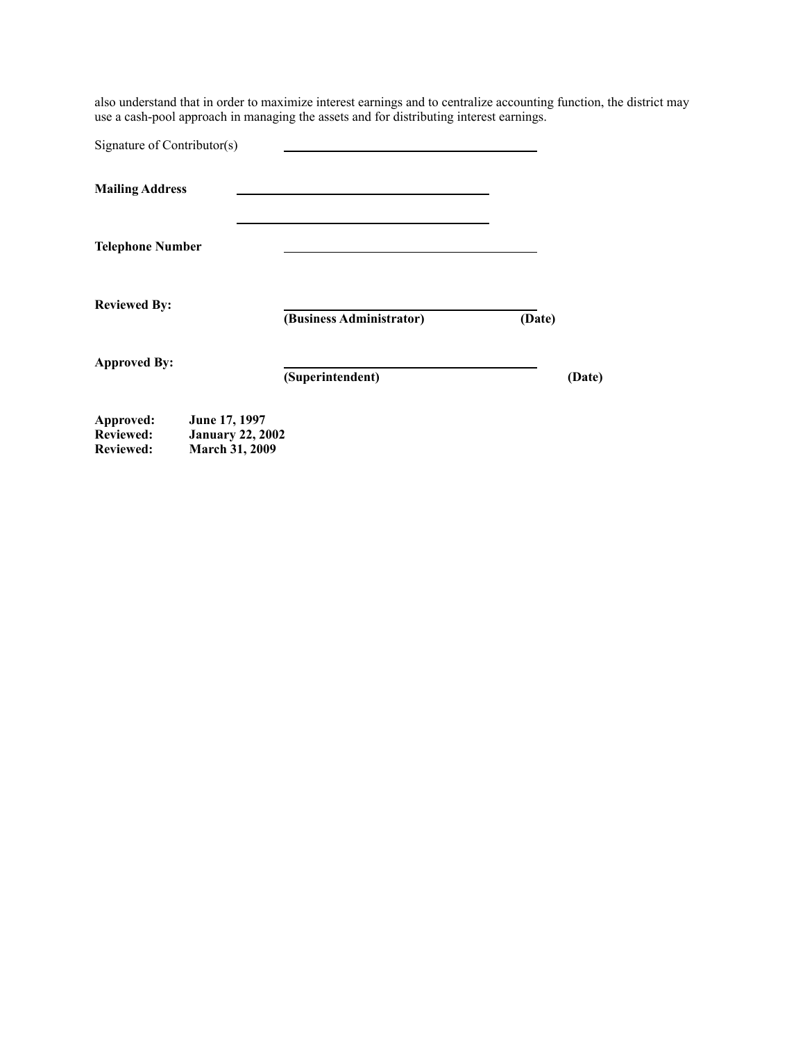also understand that in order to maximize interest earnings and to centralize accounting function, the district may use a cash-pool approach in managing the assets and for distributing interest earnings.

Signature of Contributor(s) \_\_\_\_\_\_\_\_\_\_\_\_\_\_\_\_\_\_\_\_\_\_\_\_\_\_\_\_\_\_

**Mailing Address** \_\_\_\_\_\_\_\_\_\_\_\_\_\_\_\_\_\_\_\_\_\_\_\_\_\_\_\_\_\_

\_\_\_\_\_\_\_\_\_\_\_\_\_\_\_\_\_\_\_\_\_\_\_\_\_\_\_\_\_\_

**Telephone Number** \_\_\_\_\_\_\_\_\_\_\_\_\_\_\_\_\_\_\_\_\_\_\_\_\_\_\_\_\_\_

**Reviewed By:** \_\_\_\_\_\_\_\_\_\_\_\_\_\_\_\_\_\_\_\_\_\_\_\_\_\_\_\_\_\_
**(Business Administrator)** **(Date)**

**Approved By:** \_\_\_\_\_\_\_\_\_\_\_\_\_\_\_\_\_\_\_\_\_\_\_\_\_\_\_\_\_\_
**(Superintendent)** **(Date)**

**Approved:** **June 17, 1997**
**Reviewed:** **January 22, 2002**
**Reviewed:** **March 31, 2009**